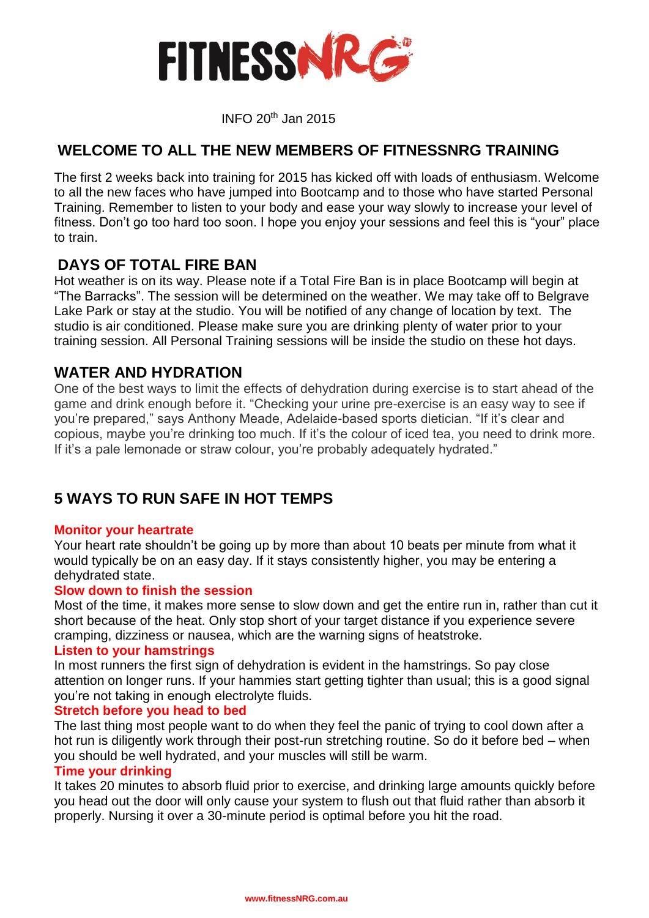# FITNESSNRG

INFO 20th Jan 2015

## WELCOME TO ALL THE NEW MEMBERS OF FITNESSNRG TRAINING

The first 2 weeks back into training for 2015 has kicked off with loads of enthusiasm. Welcome to all the new faces who have jumped into Bootcamp and to those who have started Personal Training. Remember to listen to your body and ease your way slowly to increase your level of fitness. Don't go too hard too soon. I hope you enjoy your sessions and feel this is "your" place to train.

## DAYS OF TOTAL FIRE BAN

Hot weather is on its way. Please note if a Total Fire Ban is in place Bootcamp will begin at "The Barracks". The session will be determined on the weather. We may take off to Belgrave Lake Park or stay at the studio. You will be notified of any change of location by text. The studio is air conditioned. Please make sure you are drinking plenty of water prior to your training session. All Personal Training sessions will be inside the studio on these hot days.

## WATER AND HYDRATION

One of the best ways to limit the effects of dehydration during exercise is to start ahead of the game and drink enough before it. "Checking your urine pre-exercise is an easy way to see if you're prepared," says Anthony Meade, Adelaide-based sports dietician. "If it's clear and copious, maybe you're drinking too much. If it's the colour of iced tea, you need to drink more. If it's a pale lemonade or straw colour, you're probably adequately hydrated."

## 5 WAYS TO RUN SAFE IN HOT TEMPS

**Monitor your heartrate**

Your heart rate shouldn't be going up by more than about 10 beats per minute from what it would typically be on an easy day. If it stays consistently higher, you may be entering a dehydrated state.

**Slow down to finish the session**

Most of the time, it makes more sense to slow down and get the entire run in, rather than cut it short because of the heat. Only stop short of your target distance if you experience severe cramping, dizziness or nausea, which are the warning signs of heatstroke.

**Listen to your hamstrings**

In most runners the first sign of dehydration is evident in the hamstrings. So pay close attention on longer runs. If your hammies start getting tighter than usual; this is a good signal you're not taking in enough electrolyte fluids.

**Stretch before you head to bed**

The last thing most people want to do when they feel the panic of trying to cool down after a hot run is diligently work through their post-run stretching routine. So do it before bed – when you should be well hydrated, and your muscles will still be warm.

**Time your drinking**

It takes 20 minutes to absorb fluid prior to exercise, and drinking large amounts quickly before you head out the door will only cause your system to flush out that fluid rather than absorb it properly. Nursing it over a 30-minute period is optimal before you hit the road.

www.fitnessNRG.com.au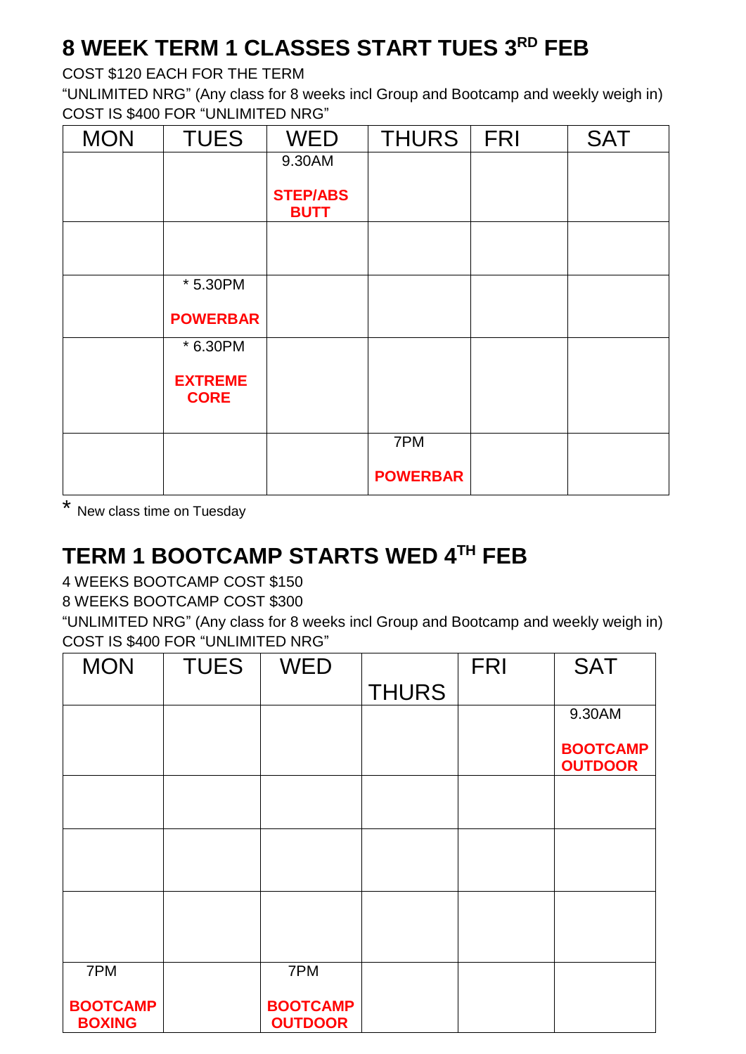## 8 WEEK TERM 1 CLASSES START TUES 3RD FEB

COST $120 EACH FOR THE TERM

"UNLIMITED NRG" (Any class for 8 weeks incl Group and Bootcamp and weekly weigh in)
COST IS $400 FOR "UNLIMITED NRG"

| MON | TUES | WED | THURS | FRI | SAT |
|---|---|---|---|---|---|
| | | 9.30AM **STEP/ABS BUTT** | | | |
| | | | | | |
| | * 5.30PM **POWERBAR** | | | | |
| | * 6.30PM **EXTREME CORE** | | | | |
| | | | 7PM **POWERBAR** | | |

* New class time on Tuesday

## TERM 1 BOOTCAMP STARTS WED 4TH FEB

4 WEEKS BOOTCAMP COST $150

8 WEEKS BOOTCAMP COST $300

"UNLIMITED NRG" (Any class for 8 weeks incl Group and Bootcamp and weekly weigh in)
COST IS $400 FOR "UNLIMITED NRG"

| MON | TUES | WED | THURS | FRI | SAT |
|---|---|---|---|---|---|
| | | | | | 9.30AM **BOOTCAMP OUTDOOR** |
| | | | | | |
| | | | | | |
| | | | | | |
| 7PM **BOOTCAMP BOXING** | | 7PM **BOOTCAMP OUTDOOR** | | | |